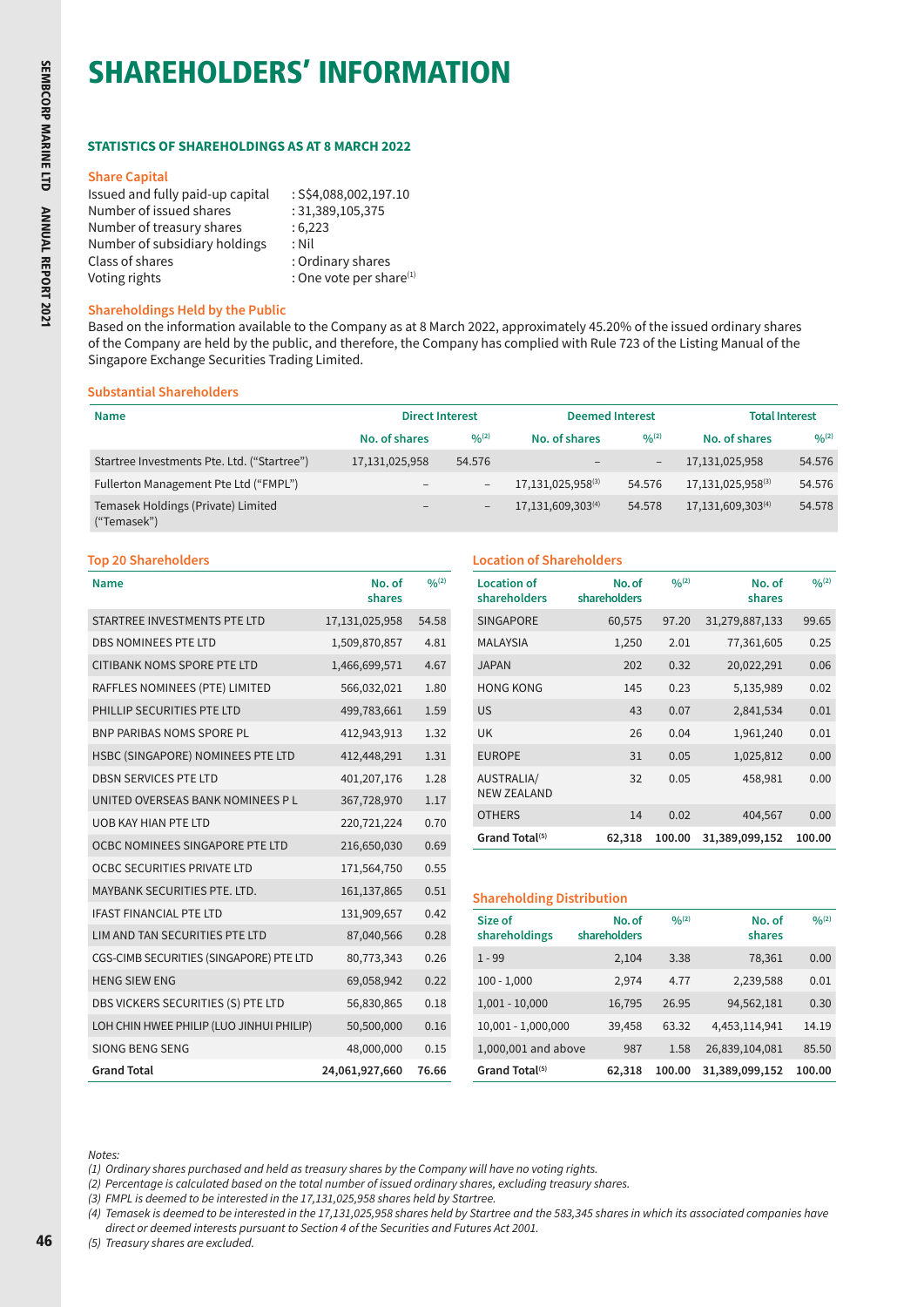# SHAREHOLDERS' INFORMATION

## STATISTICS OF SHAREHOLDINGS AS AT 8 MARCH 2022

### Share Capital

| | |
|---|---|
| Issued and fully paid-up capital | : S$4,088,002,197.10 |
| Number of issued shares | : 31,389,105,375 |
| Number of treasury shares | : 6,223 |
| Number of subsidiary holdings | : Nil |
| Class of shares | : Ordinary shares |
| Voting rights | : One vote per share[1] |

### Shareholdings Held by the Public

Based on the information available to the Company as at 8 March 2022, approximately 45.20% of the issued ordinary shares of the Company are held by the public, and therefore, the Company has complied with Rule 723 of the Listing Manual of the Singapore Exchange Securities Trading Limited.

### Substantial Shareholders

| Name | Direct Interest | | Deemed Interest | | Total Interest | |
|---|---|---|---|---|---|---|
| | No. of shares | %[2] | No. of shares | %[2] | No. of shares | %[2] |
| Startree Investments Pte. Ltd. ("Startree") | 17,131,025,958 | 54.576 | – | – | 17,131,025,958 | 54.576 |
| Fullerton Management Pte Ltd ("FMPL") | – | – | 17,131,025,958[3] | 54.576 | 17,131,025,958[3] | 54.576 |
| Temasek Holdings (Private) Limited ("Temasek") | – | – | 17,131,609,303[4] | 54.578 | 17,131,609,303[4] | 54.578 |

### Top 20 Shareholders

| Name | No. of shares | %[2] |
|---|---|---|
| STARTREE INVESTMENTS PTE LTD | 17,131,025,958 | 54.58 |
| DBS NOMINEES PTE LTD | 1,509,870,857 | 4.81 |
| CITIBANK NOMS SPORE PTE LTD | 1,466,699,571 | 4.67 |
| RAFFLES NOMINEES (PTE) LIMITED | 566,032,021 | 1.80 |
| PHILLIP SECURITIES PTE LTD | 499,783,661 | 1.59 |
| BNP PARIBAS NOMS SPORE PL | 412,943,913 | 1.32 |
| HSBC (SINGAPORE) NOMINEES PTE LTD | 412,448,291 | 1.31 |
| DBSN SERVICES PTE LTD | 401,207,176 | 1.28 |
| UNITED OVERSEAS BANK NOMINEES P L | 367,728,970 | 1.17 |
| UOB KAY HIAN PTE LTD | 220,721,224 | 0.70 |
| OCBC NOMINEES SINGAPORE PTE LTD | 216,650,030 | 0.69 |
| OCBC SECURITIES PRIVATE LTD | 171,564,750 | 0.55 |
| MAYBANK SECURITIES PTE. LTD. | 161,137,865 | 0.51 |
| IFAST FINANCIAL PTE LTD | 131,909,657 | 0.42 |
| LIM AND TAN SECURITIES PTE LTD | 87,040,566 | 0.28 |
| CGS-CIMB SECURITIES (SINGAPORE) PTE LTD | 80,773,343 | 0.26 |
| HENG SIEW ENG | 69,058,942 | 0.22 |
| DBS VICKERS SECURITIES (S) PTE LTD | 56,830,865 | 0.18 |
| LOH CHIN HWEE PHILIP (LUO JINHUI PHILIP) | 50,500,000 | 0.16 |
| SIONG BENG SENG | 48,000,000 | 0.15 |
| **Grand Total** | **24,061,927,660** | **76.66** |

### Location of Shareholders

| Location of shareholders | No. of shareholders | %[2] | No. of shares | %[2] |
|---|---|---|---|---|
| SINGAPORE | 60,575 | 97.20 | 31,279,887,133 | 99.65 |
| MALAYSIA | 1,250 | 2.01 | 77,361,605 | 0.25 |
| JAPAN | 202 | 0.32 | 20,022,291 | 0.06 |
| HONG KONG | 145 | 0.23 | 5,135,989 | 0.02 |
| US | 43 | 0.07 | 2,841,534 | 0.01 |
| UK | 26 | 0.04 | 1,961,240 | 0.01 |
| EUROPE | 31 | 0.05 | 1,025,812 | 0.00 |
| AUSTRALIA/ NEW ZEALAND | 32 | 0.05 | 458,981 | 0.00 |
| OTHERS | 14 | 0.02 | 404,567 | 0.00 |
| **Grand Total[5]** | **62,318** | **100.00** | **31,389,099,152** | **100.00** |

### Shareholding Distribution

| Size of shareholdings | No. of shareholders | %[2] | No. of shares | %[2] |
|---|---|---|---|---|
| 1 - 99 | 2,104 | 3.38 | 78,361 | 0.00 |
| 100 - 1,000 | 2,974 | 4.77 | 2,239,588 | 0.01 |
| 1,001 - 10,000 | 16,795 | 26.95 | 94,562,181 | 0.30 |
| 10,001 - 1,000,000 | 39,458 | 63.32 | 4,453,114,941 | 14.19 |
| 1,000,001 and above | 987 | 1.58 | 26,839,104,081 | 85.50 |
| **Grand Total[5]** | **62,318** | **100.00** | **31,389,099,152** | **100.00** |

*Notes:*

*(1) Ordinary shares purchased and held as treasury shares by the Company will have no voting rights.*

*(2) Percentage is calculated based on the total number of issued ordinary shares, excluding treasury shares.*

*(3) FMPL is deemed to be interested in the 17,131,025,958 shares held by Startree.*

*(4) Temasek is deemed to be interested in the 17,131,025,958 shares held by Startree and the 583,345 shares in which its associated companies have direct or deemed interests pursuant to Section 4 of the Securities and Futures Act 2001.*

*(5) Treasury shares are excluded.*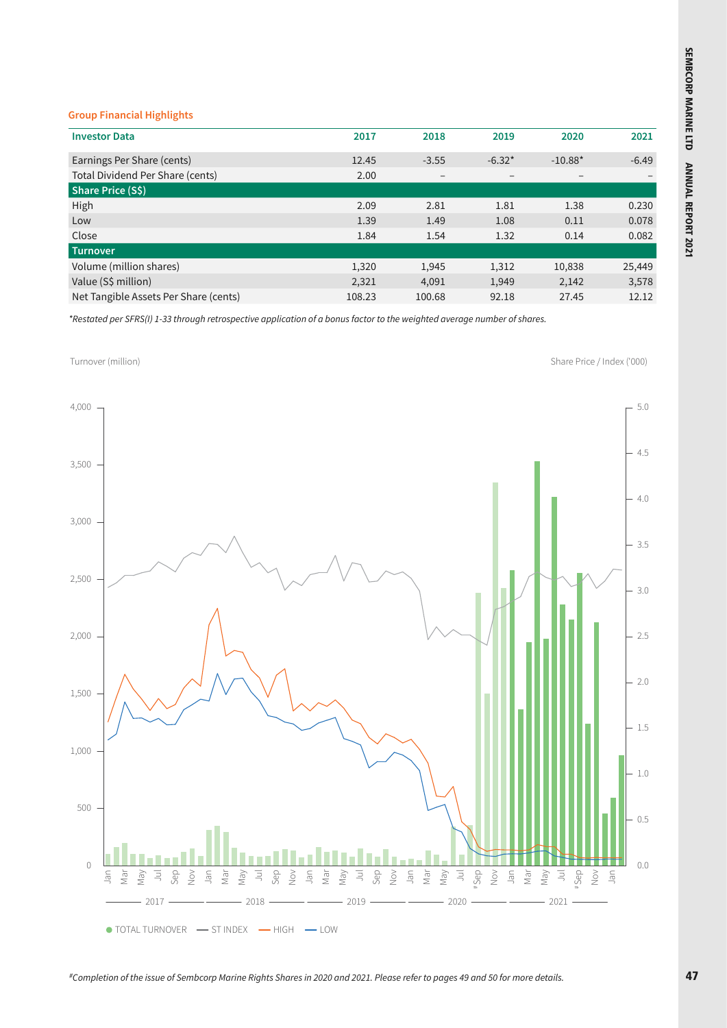## Group Financial Highlights

| Investor Data | 2017 | 2018 | 2019 | 2020 | 2021 |
|---|---|---|---|---|---|
| Earnings Per Share (cents) | 12.45 | -3.55 | -6.32* | -10.88* | -6.49 |
| Total Dividend Per Share (cents) | 2.00 | – | – | – | – |
| **Share Price (S$)** | | | | | |
| High | 2.09 | 2.81 | 1.81 | 1.38 | 0.230 |
| Low | 1.39 | 1.49 | 1.08 | 0.11 | 0.078 |
| Close | 1.84 | 1.54 | 1.32 | 0.14 | 0.082 |
| **Turnover** | | | | | |
| Volume (million shares) | 1,320 | 1,945 | 1,312 | 10,838 | 25,449 |
| Value (S$ million) | 2,321 | 4,091 | 1,949 | 2,142 | 3,578 |
| Net Tangible Assets Per Share (cents) | 108.23 | 100.68 | 92.18 | 27.45 | 12.12 |

*\*Restated per SFRS(I) 1-33 through retrospective application of a bonus factor to the weighted average number of shares.*

Turnover (million) | Share Price / Index ('000)

TOTAL TURNOVER | ST INDEX | HIGH | LOW

*#Completion of the issue of Sembcorp Marine Rights Shares in 2020 and 2021. Please refer to pages 49 and 50 for more details.*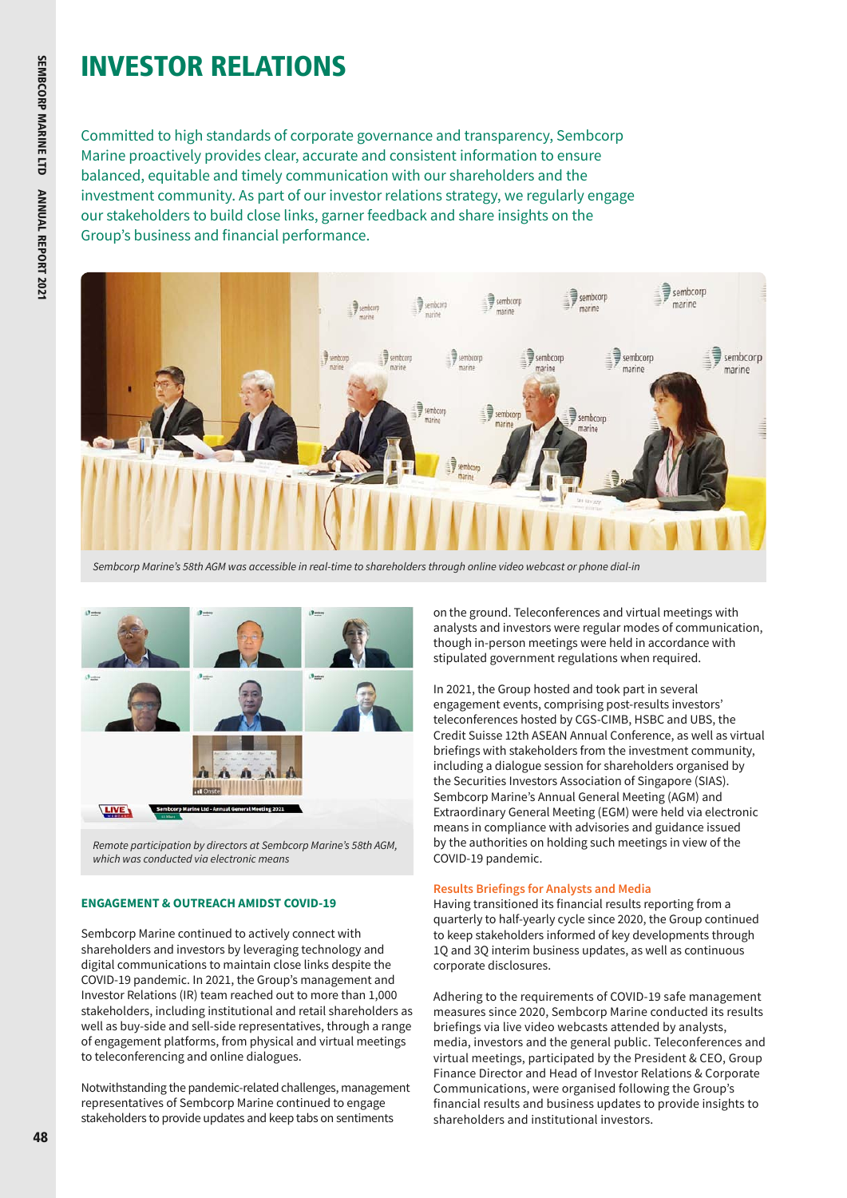# INVESTOR RELATIONS

Committed to high standards of corporate governance and transparency, Sembcorp Marine proactively provides clear, accurate and consistent information to ensure balanced, equitable and timely communication with our shareholders and the investment community. As part of our investor relations strategy, we regularly engage our stakeholders to build close links, garner feedback and share insights on the Group's business and financial performance.

*Sembcorp Marine's 58th AGM was accessible in real-time to shareholders through online video webcast or phone dial-in*

*Remote participation by directors at Sembcorp Marine's 58th AGM, which was conducted via electronic means*

### ENGAGEMENT & OUTREACH AMIDST COVID-19

Sembcorp Marine continued to actively connect with shareholders and investors by leveraging technology and digital communications to maintain close links despite the COVID-19 pandemic. In 2021, the Group's management and Investor Relations (IR) team reached out to more than 1,000 stakeholders, including institutional and retail shareholders as well as buy-side and sell-side representatives, through a range of engagement platforms, from physical and virtual meetings to teleconferencing and online dialogues.

Notwithstanding the pandemic-related challenges, management representatives of Sembcorp Marine continued to engage stakeholders to provide updates and keep tabs on sentiments on the ground. Teleconferences and virtual meetings with analysts and investors were regular modes of communication, though in-person meetings were held in accordance with stipulated government regulations when required.

In 2021, the Group hosted and took part in several engagement events, comprising post-results investors' teleconferences hosted by CGS-CIMB, HSBC and UBS, the Credit Suisse 12th ASEAN Annual Conference, as well as virtual briefings with stakeholders from the investment community, including a dialogue session for shareholders organised by the Securities Investors Association of Singapore (SIAS). Sembcorp Marine's Annual General Meeting (AGM) and Extraordinary General Meeting (EGM) were held via electronic means in compliance with advisories and guidance issued by the authorities on holding such meetings in view of the COVID-19 pandemic.

#### Results Briefings for Analysts and Media

Having transitioned its financial results reporting from a quarterly to half-yearly cycle since 2020, the Group continued to keep stakeholders informed of key developments through 1Q and 3Q interim business updates, as well as continuous corporate disclosures.

Adhering to the requirements of COVID-19 safe management measures since 2020, Sembcorp Marine conducted its results briefings via live video webcasts attended by analysts, media, investors and the general public. Teleconferences and virtual meetings, participated by the President & CEO, Group Finance Director and Head of Investor Relations & Corporate Communications, were organised following the Group's financial results and business updates to provide insights to shareholders and institutional investors.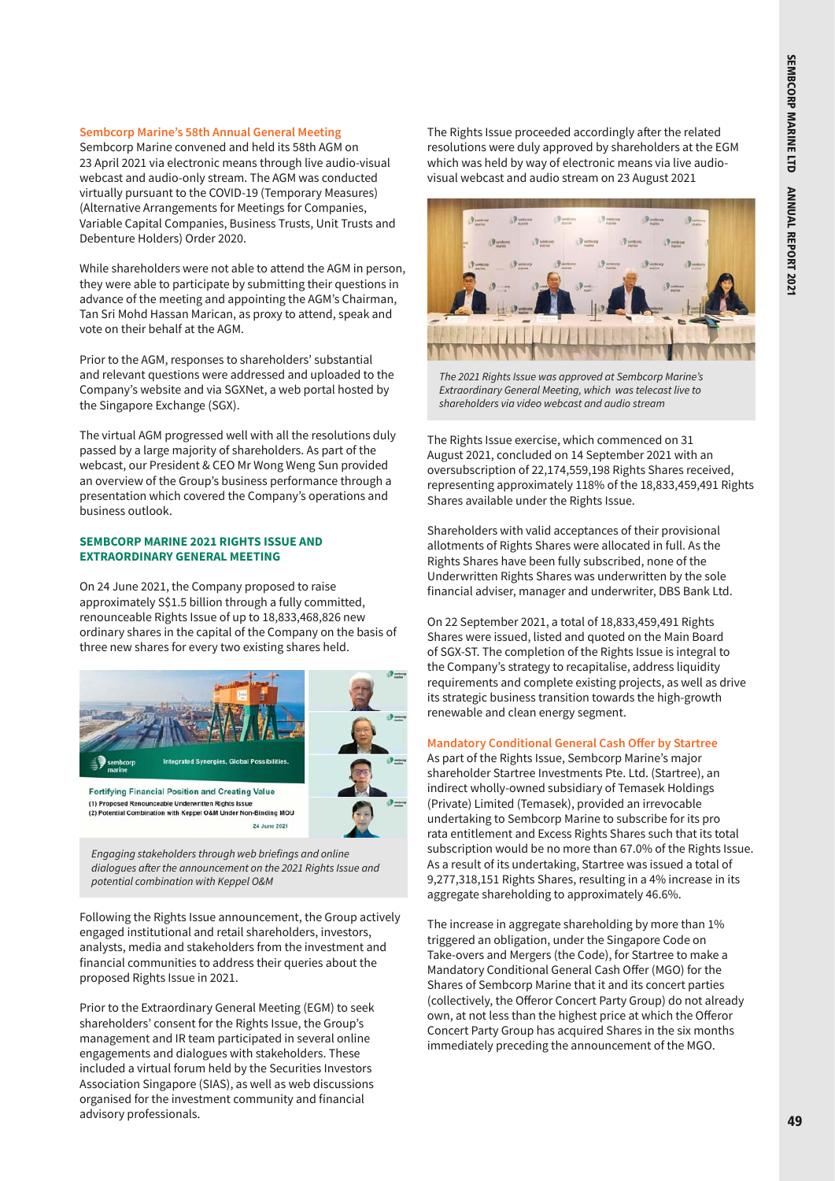### Sembcorp Marine's 58th Annual General Meeting

Sembcorp Marine convened and held its 58th AGM on 23 April 2021 via electronic means through live audio-visual webcast and audio-only stream. The AGM was conducted virtually pursuant to the COVID-19 (Temporary Measures) (Alternative Arrangements for Meetings for Companies, Variable Capital Companies, Business Trusts, Unit Trusts and Debenture Holders) Order 2020.

While shareholders were not able to attend the AGM in person, they were able to participate by submitting their questions in advance of the meeting and appointing the AGM's Chairman, Tan Sri Mohd Hassan Marican, as proxy to attend, speak and vote on their behalf at the AGM.

Prior to the AGM, responses to shareholders' substantial and relevant questions were addressed and uploaded to the Company's website and via SGXNet, a web portal hosted by the Singapore Exchange (SGX).

The virtual AGM progressed well with all the resolutions duly passed by a large majority of shareholders. As part of the webcast, our President & CEO Mr Wong Weng Sun provided an overview of the Group's business performance through a presentation which covered the Company's operations and business outlook.

### SEMBCORP MARINE 2021 RIGHTS ISSUE AND EXTRAORDINARY GENERAL MEETING

On 24 June 2021, the Company proposed to raise approximately S$1.5 billion through a fully committed, renounceable Rights Issue of up to 18,833,468,826 new ordinary shares in the capital of the Company on the basis of three new shares for every two existing shares held.

*Engaging stakeholders through web briefings and online dialogues after the announcement on the 2021 Rights Issue and potential combination with Keppel O&M*

Following the Rights Issue announcement, the Group actively engaged institutional and retail shareholders, investors, analysts, media and stakeholders from the investment and financial communities to address their queries about the proposed Rights Issue in 2021.

Prior to the Extraordinary General Meeting (EGM) to seek shareholders' consent for the Rights Issue, the Group's management and IR team participated in several online engagements and dialogues with stakeholders. These included a virtual forum held by the Securities Investors Association Singapore (SIAS), as well as web discussions organised for the investment community and financial advisory professionals.

The Rights Issue proceeded accordingly after the related resolutions were duly approved by shareholders at the EGM which was held by way of electronic means via live audio-visual webcast and audio stream on 23 August 2021

*The 2021 Rights Issue was approved at Sembcorp Marine's Extraordinary General Meeting, which was telecast live to shareholders via video webcast and audio stream*

The Rights Issue exercise, which commenced on 31 August 2021, concluded on 14 September 2021 with an oversubscription of 22,174,559,198 Rights Shares received, representing approximately 118% of the 18,833,459,491 Rights Shares available under the Rights Issue.

Shareholders with valid acceptances of their provisional allotments of Rights Shares were allocated in full. As the Rights Shares have been fully subscribed, none of the Underwritten Rights Shares was underwritten by the sole financial adviser, manager and underwriter, DBS Bank Ltd.

On 22 September 2021, a total of 18,833,459,491 Rights Shares were issued, listed and quoted on the Main Board of SGX-ST. The completion of the Rights Issue is integral to the Company's strategy to recapitalise, address liquidity requirements and complete existing projects, as well as drive its strategic business transition towards the high-growth renewable and clean energy segment.

### Mandatory Conditional General Cash Offer by Startree

As part of the Rights Issue, Sembcorp Marine's major shareholder Startree Investments Pte. Ltd. (Startree), an indirect wholly-owned subsidiary of Temasek Holdings (Private) Limited (Temasek), provided an irrevocable undertaking to Sembcorp Marine to subscribe for its pro rata entitlement and Excess Rights Shares such that its total subscription would be no more than 67.0% of the Rights Issue. As a result of its undertaking, Startree was issued a total of 9,277,318,151 Rights Shares, resulting in a 4% increase in its aggregate shareholding to approximately 46.6%.

The increase in aggregate shareholding by more than 1% triggered an obligation, under the Singapore Code on Take-overs and Mergers (the Code), for Startree to make a Mandatory Conditional General Cash Offer (MGO) for the Shares of Sembcorp Marine that it and its concert parties (collectively, the Offeror Concert Party Group) do not already own, at not less than the highest price at which the Offeror Concert Party Group has acquired Shares in the six months immediately preceding the announcement of the MGO.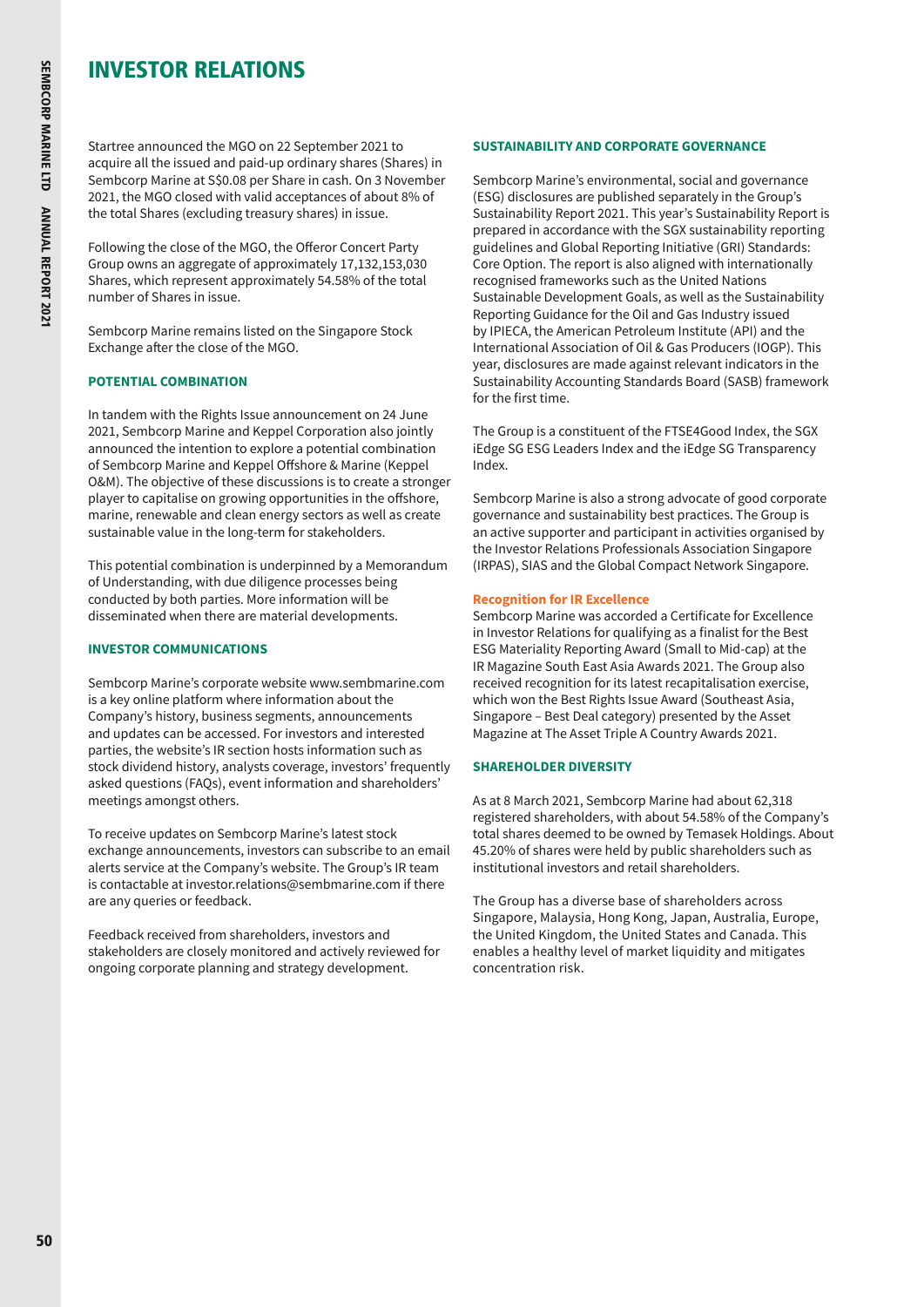# INVESTOR RELATIONS

Startree announced the MGO on 22 September 2021 to acquire all the issued and paid-up ordinary shares (Shares) in Sembcorp Marine at S$0.08 per Share in cash. On 3 November 2021, the MGO closed with valid acceptances of about 8% of the total Shares (excluding treasury shares) in issue.

Following the close of the MGO, the Offeror Concert Party Group owns an aggregate of approximately 17,132,153,030 Shares, which represent approximately 54.58% of the total number of Shares in issue.

Sembcorp Marine remains listed on the Singapore Stock Exchange after the close of the MGO.

### POTENTIAL COMBINATION

In tandem with the Rights Issue announcement on 24 June 2021, Sembcorp Marine and Keppel Corporation also jointly announced the intention to explore a potential combination of Sembcorp Marine and Keppel Offshore & Marine (Keppel O&M). The objective of these discussions is to create a stronger player to capitalise on growing opportunities in the offshore, marine, renewable and clean energy sectors as well as create sustainable value in the long-term for stakeholders.

This potential combination is underpinned by a Memorandum of Understanding, with due diligence processes being conducted by both parties. More information will be disseminated when there are material developments.

### INVESTOR COMMUNICATIONS

Sembcorp Marine's corporate website www.sembmarine.com is a key online platform where information about the Company's history, business segments, announcements and updates can be accessed. For investors and interested parties, the website's IR section hosts information such as stock dividend history, analysts coverage, investors' frequently asked questions (FAQs), event information and shareholders' meetings amongst others.

To receive updates on Sembcorp Marine's latest stock exchange announcements, investors can subscribe to an email alerts service at the Company's website. The Group's IR team is contactable at investor.relations@sembmarine.com if there are any queries or feedback.

Feedback received from shareholders, investors and stakeholders are closely monitored and actively reviewed for ongoing corporate planning and strategy development.

### SUSTAINABILITY AND CORPORATE GOVERNANCE

Sembcorp Marine's environmental, social and governance (ESG) disclosures are published separately in the Group's Sustainability Report 2021. This year's Sustainability Report is prepared in accordance with the SGX sustainability reporting guidelines and Global Reporting Initiative (GRI) Standards: Core Option. The report is also aligned with internationally recognised frameworks such as the United Nations Sustainable Development Goals, as well as the Sustainability Reporting Guidance for the Oil and Gas Industry issued by IPIECA, the American Petroleum Institute (API) and the International Association of Oil & Gas Producers (IOGP). This year, disclosures are made against relevant indicators in the Sustainability Accounting Standards Board (SASB) framework for the first time.

The Group is a constituent of the FTSE4Good Index, the SGX iEdge SG ESG Leaders Index and the iEdge SG Transparency Index.

Sembcorp Marine is also a strong advocate of good corporate governance and sustainability best practices. The Group is an active supporter and participant in activities organised by the Investor Relations Professionals Association Singapore (IRPAS), SIAS and the Global Compact Network Singapore.

#### Recognition for IR Excellence

Sembcorp Marine was accorded a Certificate for Excellence in Investor Relations for qualifying as a finalist for the Best ESG Materiality Reporting Award (Small to Mid-cap) at the IR Magazine South East Asia Awards 2021. The Group also received recognition for its latest recapitalisation exercise, which won the Best Rights Issue Award (Southeast Asia, Singapore – Best Deal category) presented by the Asset Magazine at The Asset Triple A Country Awards 2021.

### SHAREHOLDER DIVERSITY

As at 8 March 2021, Sembcorp Marine had about 62,318 registered shareholders, with about 54.58% of the Company's total shares deemed to be owned by Temasek Holdings. About 45.20% of shares were held by public shareholders such as institutional investors and retail shareholders.

The Group has a diverse base of shareholders across Singapore, Malaysia, Hong Kong, Japan, Australia, Europe, the United Kingdom, the United States and Canada. This enables a healthy level of market liquidity and mitigates concentration risk.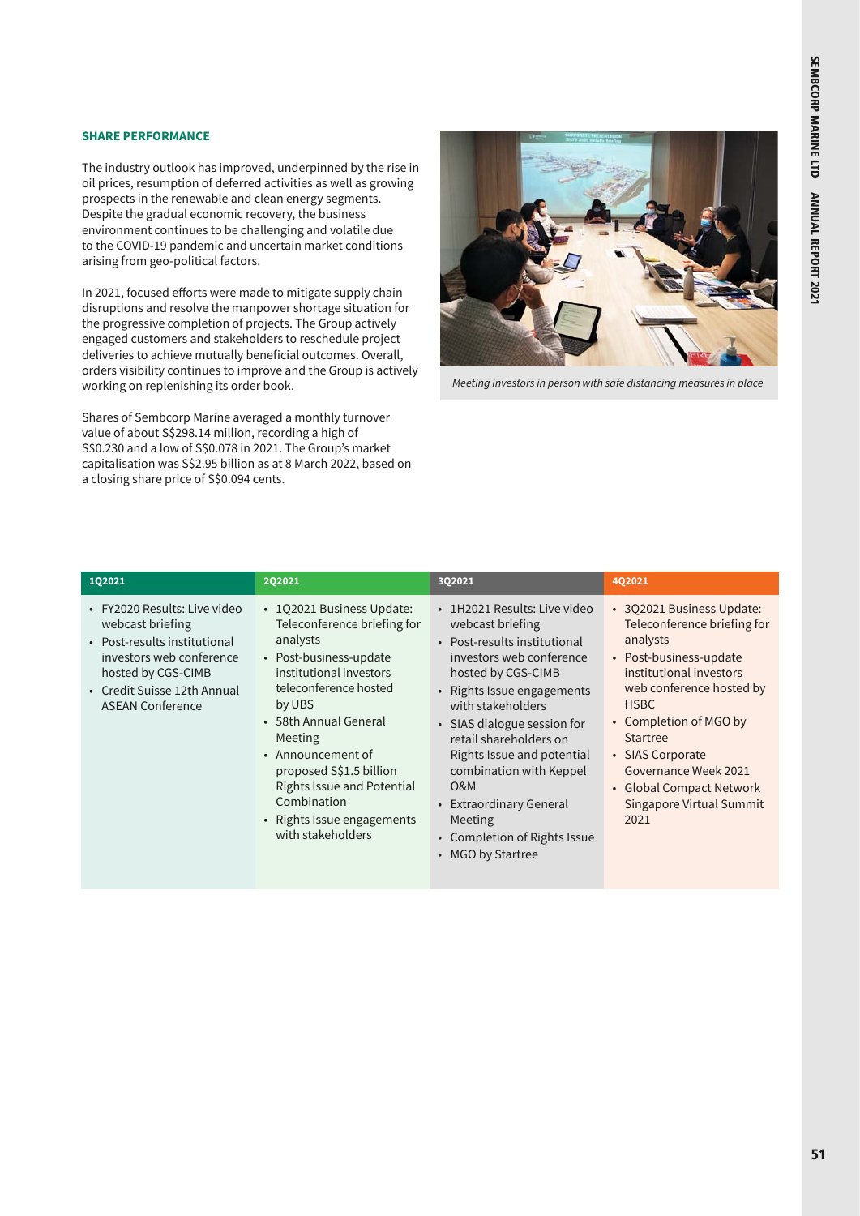## SHARE PERFORMANCE

The industry outlook has improved, underpinned by the rise in oil prices, resumption of deferred activities as well as growing prospects in the renewable and clean energy segments. Despite the gradual economic recovery, the business environment continues to be challenging and volatile due to the COVID-19 pandemic and uncertain market conditions arising from geo-political factors.

In 2021, focused efforts were made to mitigate supply chain disruptions and resolve the manpower shortage situation for the progressive completion of projects. The Group actively engaged customers and stakeholders to reschedule project deliveries to achieve mutually beneficial outcomes. Overall, orders visibility continues to improve and the Group is actively working on replenishing its order book.

Shares of Sembcorp Marine averaged a monthly turnover value of about S$298.14 million, recording a high of S$0.230 and a low of S$0.078 in 2021. The Group's market capitalisation was S$2.95 billion as at 8 March 2022, based on a closing share price of S$0.094 cents.

*Meeting investors in person with safe distancing measures in place*

| 1Q2021 | 2Q2021 | 3Q2021 | 4Q2021 |
|---|---|---|---|
| • FY2020 Results: Live video webcast briefing<br>• Post-results institutional investors web conference hosted by CGS-CIMB<br>• Credit Suisse 12th Annual ASEAN Conference | • 1Q2021 Business Update: Teleconference briefing for analysts<br>• Post-business-update institutional investors teleconference hosted by UBS<br>• 58th Annual General Meeting<br>• Announcement of proposed S$1.5 billion Rights Issue and Potential Combination<br>• Rights Issue engagements with stakeholders | • 1H2021 Results: Live video webcast briefing<br>• Post-results institutional investors web conference hosted by CGS-CIMB<br>• Rights Issue engagements with stakeholders<br>• SIAS dialogue session for retail shareholders on Rights Issue and potential combination with Keppel O&M<br>• Extraordinary General Meeting<br>• Completion of Rights Issue<br>• MGO by Startree | • 3Q2021 Business Update: Teleconference briefing for analysts<br>• Post-business-update institutional investors web conference hosted by HSBC<br>• Completion of MGO by Startree<br>• SIAS Corporate Governance Week 2021<br>• Global Compact Network Singapore Virtual Summit 2021 |